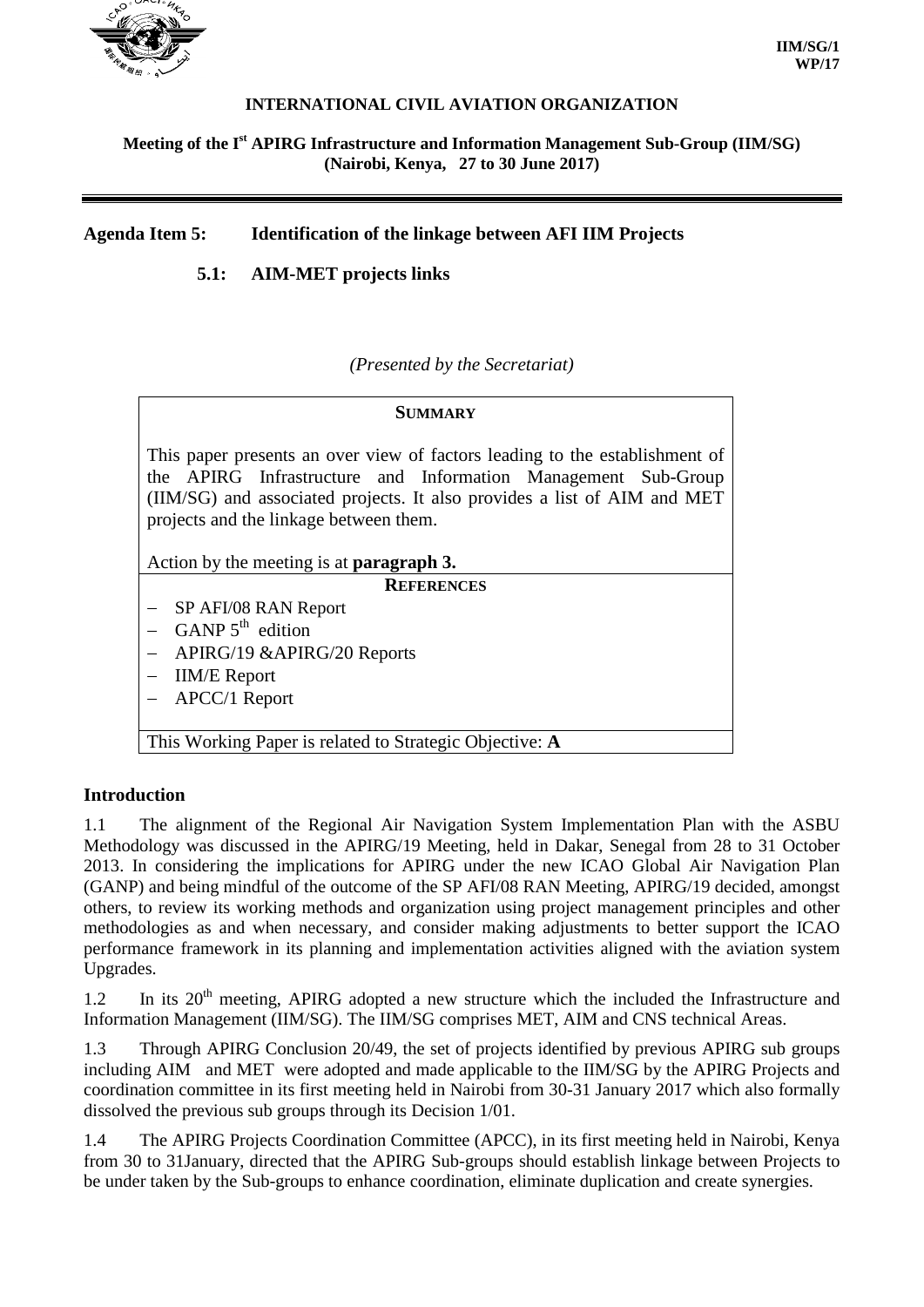IIM/SG/1
WP/17

**INTERNATIONAL CIVIL AVIATION ORGANIZATION**

**Meeting of the I[st] APIRG Infrastructure and Information Management Sub-Group (IIM/SG) (Nairobi, Kenya, 27 to 30 June 2017)**

---

**Agenda Item 5: Identification of the linkage between AFI IIM Projects**

**5.1: AIM-MET projects links**

*(Presented by the Secretariat)*

| **SUMMARY** |
|---|
| This paper presents an over view of factors leading to the establishment of the APIRG Infrastructure and Information Management Sub-Group (IIM/SG) and associated projects. It also provides a list of AIM and MET projects and the linkage between them.<br><br>Action by the meeting is at **paragraph 3.** |
| **REFERENCES** |
| – SP AFI/08 RAN Report<br>– GANP 5[th] edition<br>– APIRG/19 &APIRG/20 Reports<br>– IIM/E Report<br>– APCC/1 Report |
| This Working Paper is related to Strategic Objective: **A** |

## Introduction

1.1 The alignment of the Regional Air Navigation System Implementation Plan with the ASBU Methodology was discussed in the APIRG/19 Meeting, held in Dakar, Senegal from 28 to 31 October 2013. In considering the implications for APIRG under the new ICAO Global Air Navigation Plan (GANP) and being mindful of the outcome of the SP AFI/08 RAN Meeting, APIRG/19 decided, amongst others, to review its working methods and organization using project management principles and other methodologies as and when necessary, and consider making adjustments to better support the ICAO performance framework in its planning and implementation activities aligned with the aviation system Upgrades.

1.2 In its 20[th] meeting, APIRG adopted a new structure which the included the Infrastructure and Information Management (IIM/SG). The IIM/SG comprises MET, AIM and CNS technical Areas.

1.3 Through APIRG Conclusion 20/49, the set of projects identified by previous APIRG sub groups including AIM and MET were adopted and made applicable to the IIM/SG by the APIRG Projects and coordination committee in its first meeting held in Nairobi from 30-31 January 2017 which also formally dissolved the previous sub groups through its Decision 1/01.

1.4 The APIRG Projects Coordination Committee (APCC), in its first meeting held in Nairobi, Kenya from 30 to 31January, directed that the APIRG Sub-groups should establish linkage between Projects to be under taken by the Sub-groups to enhance coordination, eliminate duplication and create synergies.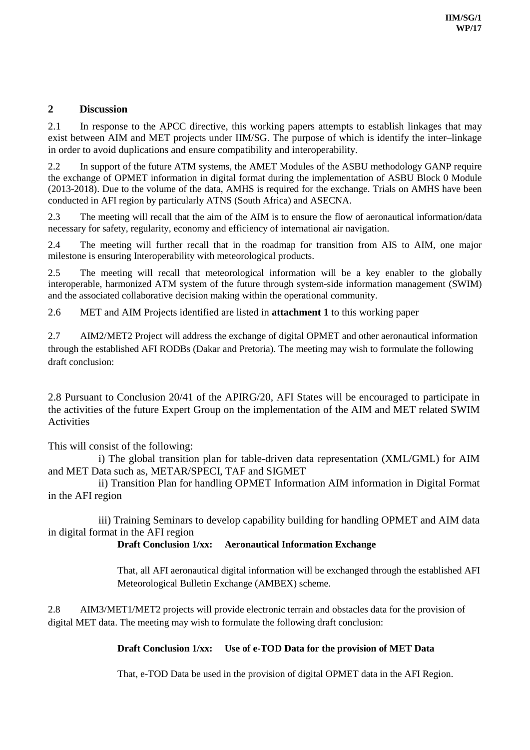## 2 Discussion

2.1 In response to the APCC directive, this working papers attempts to establish linkages that may exist between AIM and MET projects under IIM/SG. The purpose of which is identify the inter–linkage in order to avoid duplications and ensure compatibility and interoperability.

2.2 In support of the future ATM systems, the AMET Modules of the ASBU methodology GANP require the exchange of OPMET information in digital format during the implementation of ASBU Block 0 Module (2013-2018). Due to the volume of the data, AMHS is required for the exchange. Trials on AMHS have been conducted in AFI region by particularly ATNS (South Africa) and ASECNA.

2.3 The meeting will recall that the aim of the AIM is to ensure the flow of aeronautical information/data necessary for safety, regularity, economy and efficiency of international air navigation.

2.4 The meeting will further recall that in the roadmap for transition from AIS to AIM, one major milestone is ensuring Interoperability with meteorological products.

2.5 The meeting will recall that meteorological information will be a key enabler to the globally interoperable, harmonized ATM system of the future through system-side information management (SWIM) and the associated collaborative decision making within the operational community.

2.6 MET and AIM Projects identified are listed in **attachment 1** to this working paper

2.7 AIM2/MET2 Project will address the exchange of digital OPMET and other aeronautical information through the established AFI RODBs (Dakar and Pretoria). The meeting may wish to formulate the following draft conclusion:

2.8 Pursuant to Conclusion 20/41 of the APIRG/20, AFI States will be encouraged to participate in the activities of the future Expert Group on the implementation of the AIM and MET related SWIM Activities

This will consist of the following:

i) The global transition plan for table-driven data representation (XML/GML) for AIM and MET Data such as, METAR/SPECI, TAF and SIGMET

ii) Transition Plan for handling OPMET Information AIM information in Digital Format in the AFI region

iii) Training Seminars to develop capability building for handling OPMET and AIM data in digital format in the AFI region

**Draft Conclusion 1/xx: Aeronautical Information Exchange**

That, all AFI aeronautical digital information will be exchanged through the established AFI Meteorological Bulletin Exchange (AMBEX) scheme.

2.8 AIM3/MET1/MET2 projects will provide electronic terrain and obstacles data for the provision of digital MET data. The meeting may wish to formulate the following draft conclusion:

**Draft Conclusion 1/xx: Use of e-TOD Data for the provision of MET Data**

That, e-TOD Data be used in the provision of digital OPMET data in the AFI Region.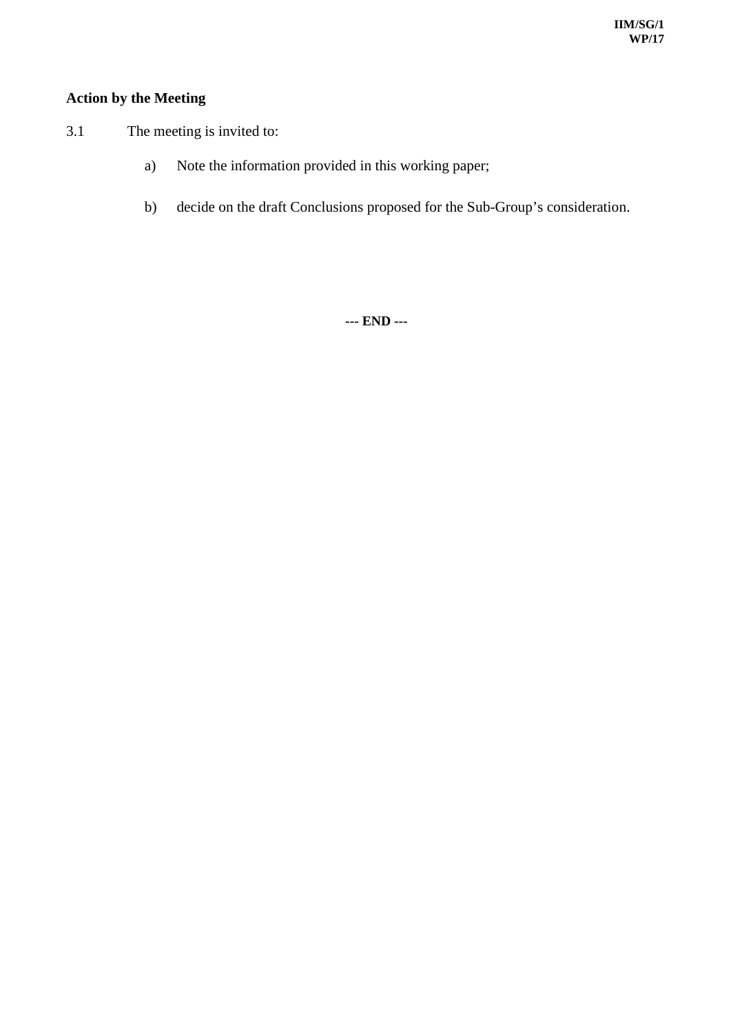**Action by the Meeting**

3.1 The meeting is invited to:

a) Note the information provided in this working paper;

b) decide on the draft Conclusions proposed for the Sub-Group's consideration.

**--- END ---**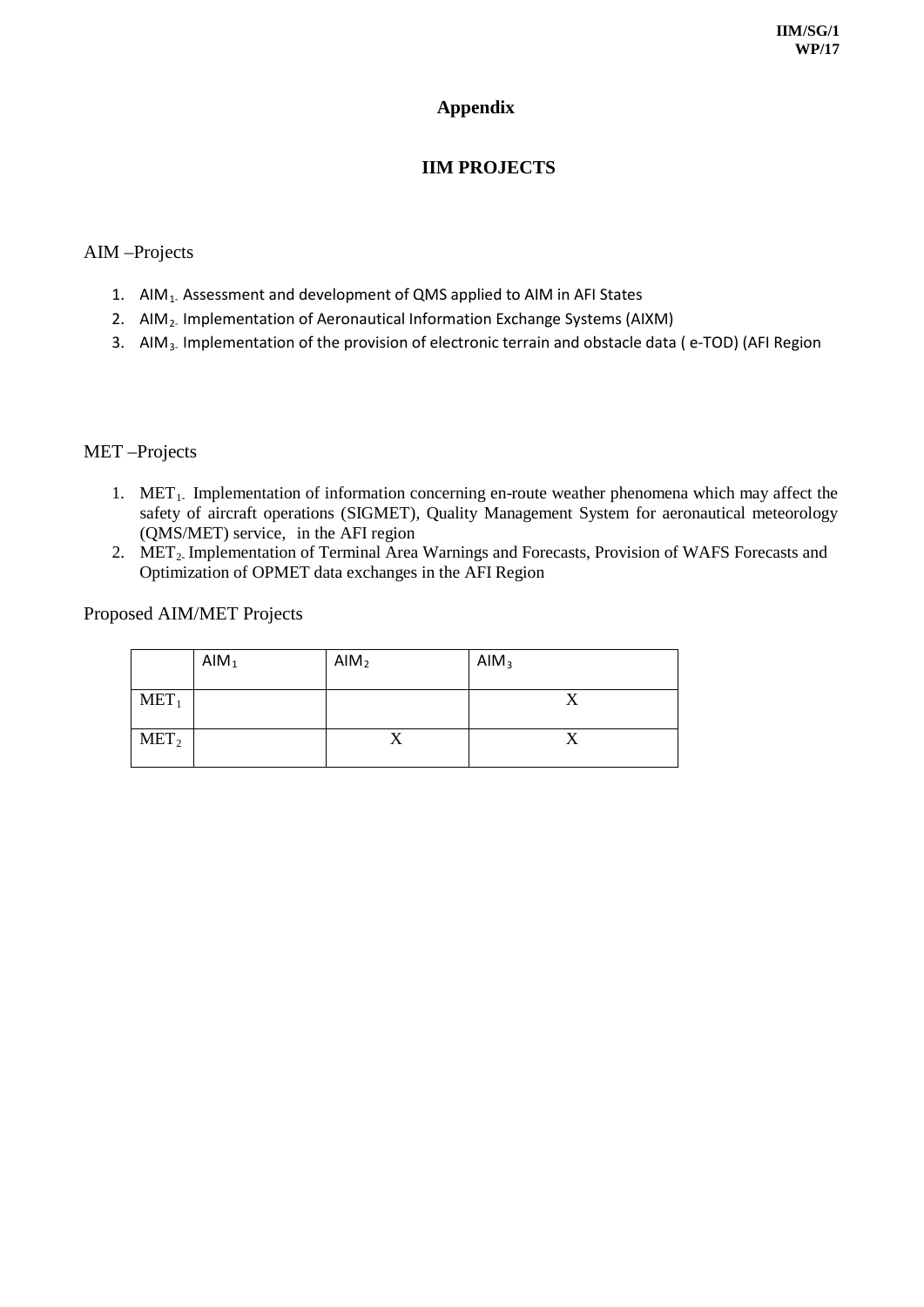# Appendix

## IIM PROJECTS

AIM –Projects

1. $AIM_{1}$. Assessment and development of QMS applied to AIM in AFI States
2. $AIM_{2}$. Implementation of Aeronautical Information Exchange Systems (AIXM)
3. $AIM_{3}$. Implementation of the provision of electronic terrain and obstacle data ( e-TOD) (AFI Region

MET –Projects

1. $MET_{1}$. Implementation of information concerning en-route weather phenomena which may affect the safety of aircraft operations (SIGMET), Quality Management System for aeronautical meteorology (QMS/MET) service, in the AFI region
2. $MET_{2}$. Implementation of Terminal Area Warnings and Forecasts, Provision of WAFS Forecasts and Optimization of OPMET data exchanges in the AFI Region

Proposed AIM/MET Projects

| | $AIM_1$ | $AIM_2$ | $AIM_3$ |
|---|---|---|---|
| $MET_1$ | | | X |
| $MET_2$ | | X | X |